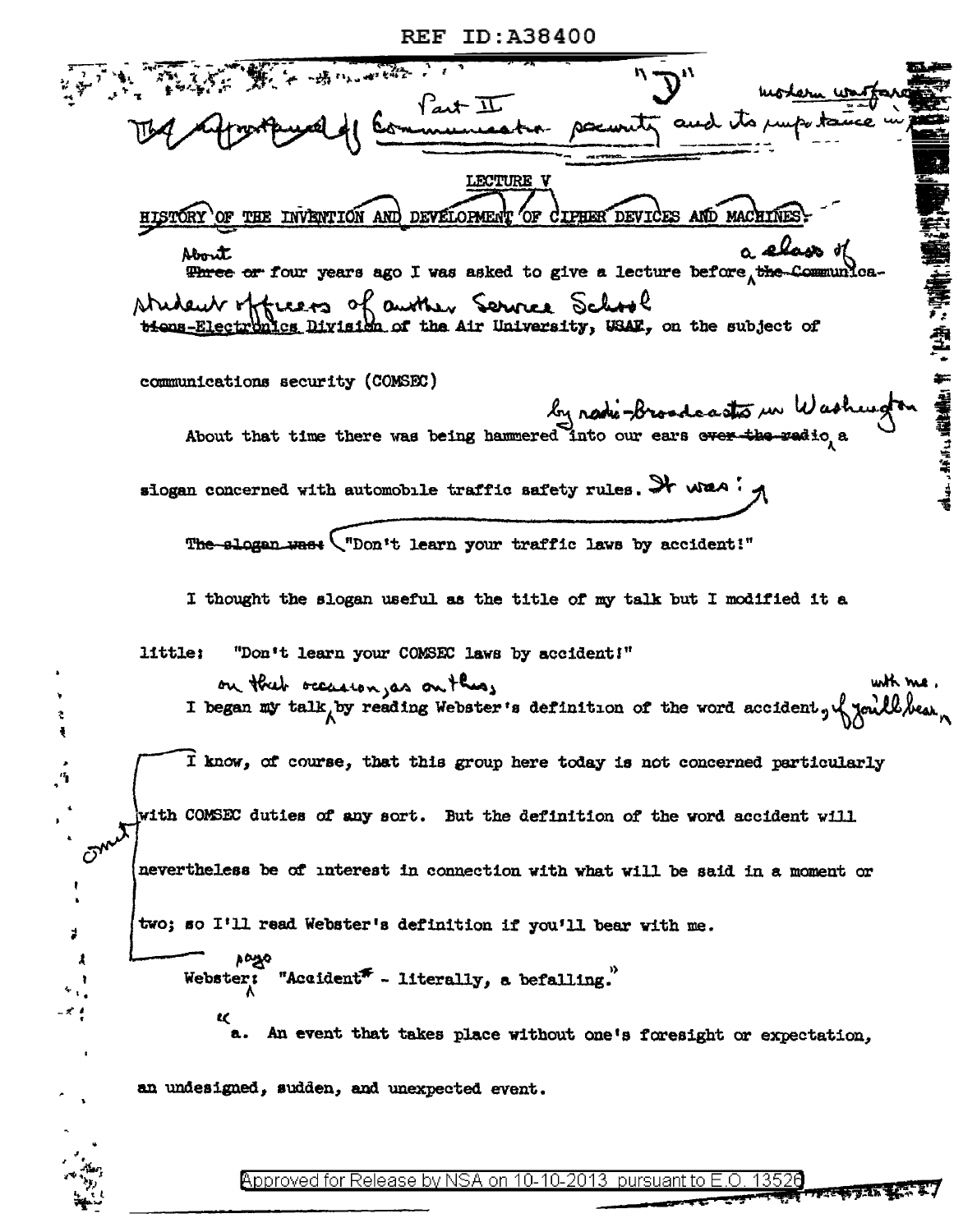"D"

Part II

The Importance of Communication security and its importance in modern warfare

LECTURE V

HISTORY OF THE INVENTION AND DEVELOPMENT OF CIPHER DEVICES AND MACHINES

About four years ago I was asked to give a lecture before a class of student officers of another Service School of the Air University, USAF, on the subject of communications security (COMSEC)

About that time there was being hammered into our ears by radio-broadcasts in Washington a slogan concerned with automobile traffic safety rules. It was: "Don't learn your traffic laws by accident!"

I thought the slogan useful as the title of my talk but I modified it a little: "Don't learn your COMSEC laws by accident!"

I began my talk on that occasion, as on this, by reading Webster's definition of the word accident, if you'll bear with me.

Webster: page "Accident* - literally, a befalling."

"a. An event that takes place without one's foresight or expectation, an undesigned, sudden, and unexpected event.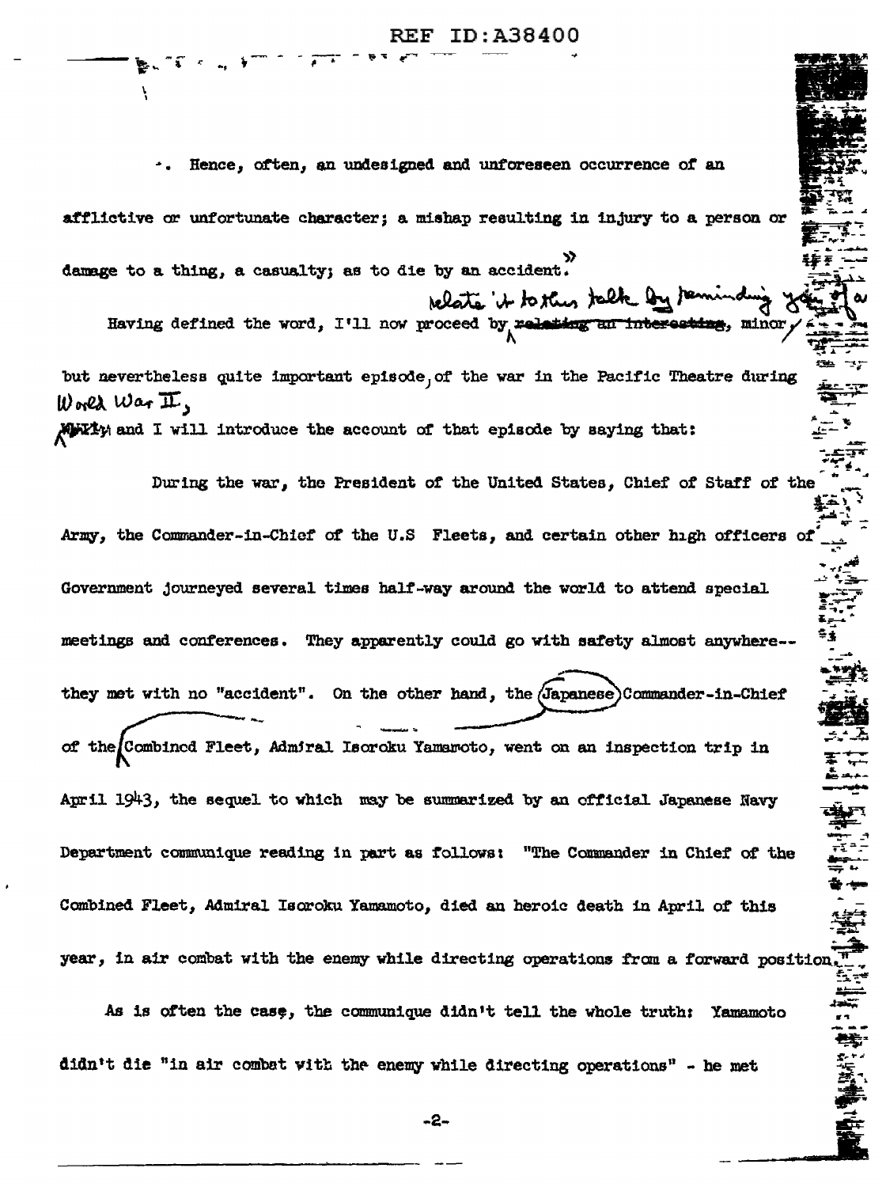". Hence, often, an undesigned and unforeseen occurrence of an afflictive or unfortunate character; a mishap resulting in injury to a person or damage to a thing, a casualty; as to die by an accident."

Having defined the word, I'll now proceed by ~~relating an interesting,~~ relate it to this talk by reminding you of a minor but nevertheless quite important episode of the war in the Pacific Theatre during World War II, ~~briefly~~ and I will introduce the account of that episode by saying that:

During the war, the President of the United States, Chief of Staff of the Army, the Commander-in-Chief of the U.S Fleets, and certain other high officers of Government journeyed several times half-way around the world to attend special meetings and conferences. They apparently could go with safety almost anywhere--they met with no "accident". On the other hand, the Japanese Commander-in-Chief of the Combined Fleet, Admiral Isoroku Yamamoto, went on an inspection trip in April 1943, the sequel to which may be summarized by an official Japanese Navy Department communique reading in part as follows: "The Commander in Chief of the Combined Fleet, Admiral Isoroku Yamamoto, died an heroic death in April of this year, in air combat with the enemy while directing operations from a forward position."

As is often the case, the communique didn't tell the whole truth: Yamamoto didn't die "in air combat with the enemy while directing operations" - he met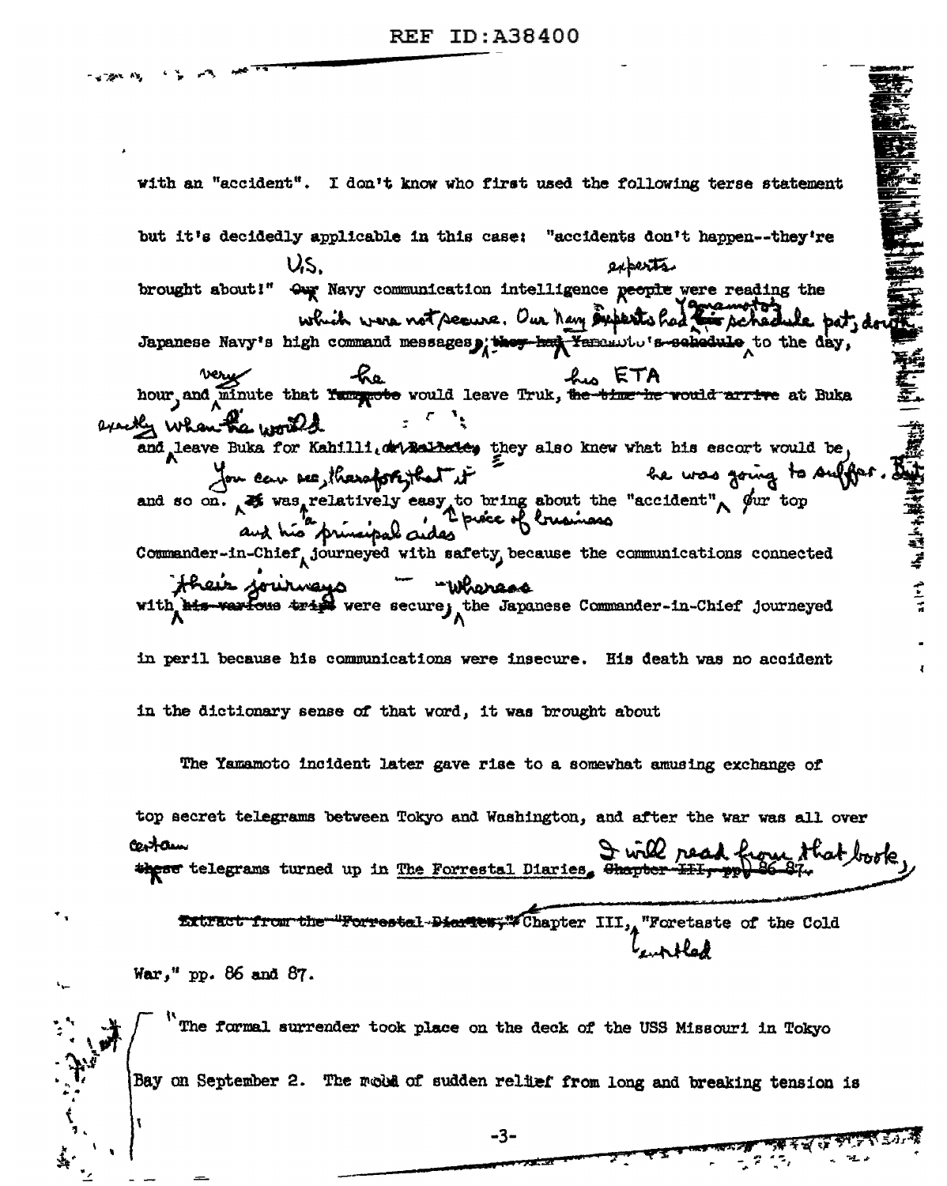with an "accident". I don't know who first used the following terse statement but it's decidedly applicable in this case: "accidents don't happen--they're brought about!" U.S. Navy communication intelligence experts were reading the Japanese Navy's high command messages which were not secure. Our Navy experts had Yamamoto's schedule pat, down to the day, hour, and very minute that he would leave Truk, his ETA at Buka and exactly when he would leave Buka for Kahilli; they also knew what his escort would be, and so on. You can see, therefore, that it was relatively easy to bring about the "accident" he was going to suffer. But our top Commander-in-Chief and his principal aides journeyed with a price of business safety, because the communications connected with their journeys were secure — whereas the Japanese Commander-in-Chief journeyed in peril because his communications were insecure. His death was no accident in the dictionary sense of that word, it was brought about

The Yamamoto incident later gave rise to a somewhat amusing exchange of top secret telegrams between Tokyo and Washington, and after the war was all over certain telegrams turned up in The Forrestal Diaries. I will read from that book, Chapter III, entitled "Foretaste of the Cold War," pp. 86 and 87.

"The formal surrender took place on the deck of the USS Missouri in Tokyo Bay on September 2. The mood of sudden relief from long and breaking tension is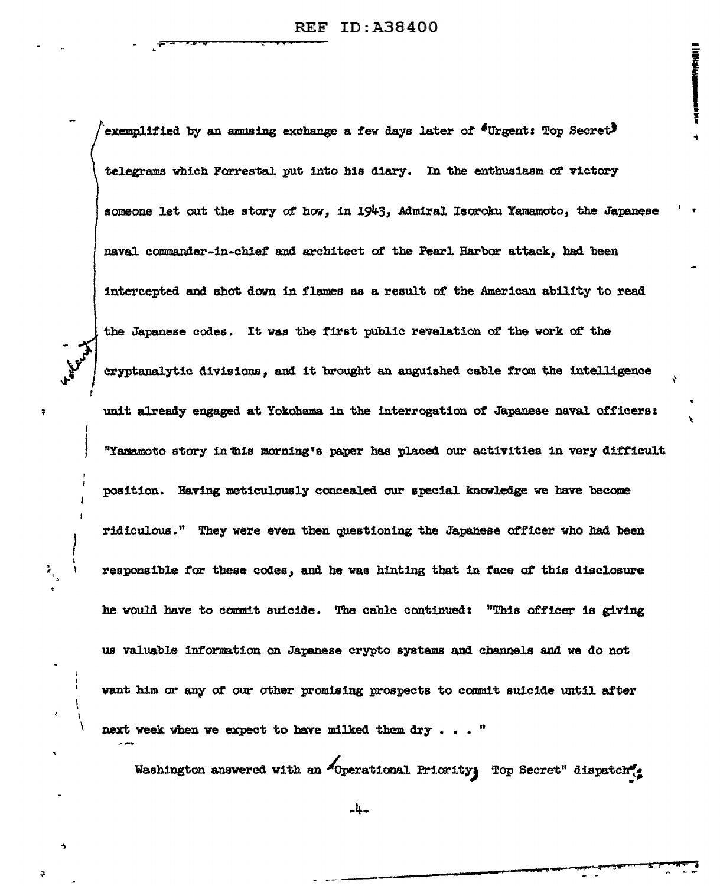exemplified by an amusing exchange a few days later of "Urgent: Top Secret" telegrams which Forrestal put into his diary. In the enthusiasm of victory someone let out the story of how, in 1943, Admiral Isoroku Yamamoto, the Japanese naval commander-in-chief and architect of the Pearl Harbor attack, had been intercepted and shot down in flames as a result of the American ability to read the Japanese codes. It was the first public revelation of the work of the cryptanalytic divisions, and it brought an anguished cable from the intelligence unit already engaged at Yokohama in the interrogation of Japanese naval officers: "Yamamoto story in this morning's paper has placed our activities in very difficult position. Having meticulously concealed our special knowledge we have become ridiculous." They were even then questioning the Japanese officer who had been responsible for these codes, and he was hinting that in face of this disclosure he would have to commit suicide. The cable continued: "This officer is giving us valuable information on Japanese crypto systems and channels and we do not want him or any of our other promising prospects to commit suicide until after next week when we expect to have milked them dry . . . "

Washington answered with an "Operational Priority; Top Secret" dispatch: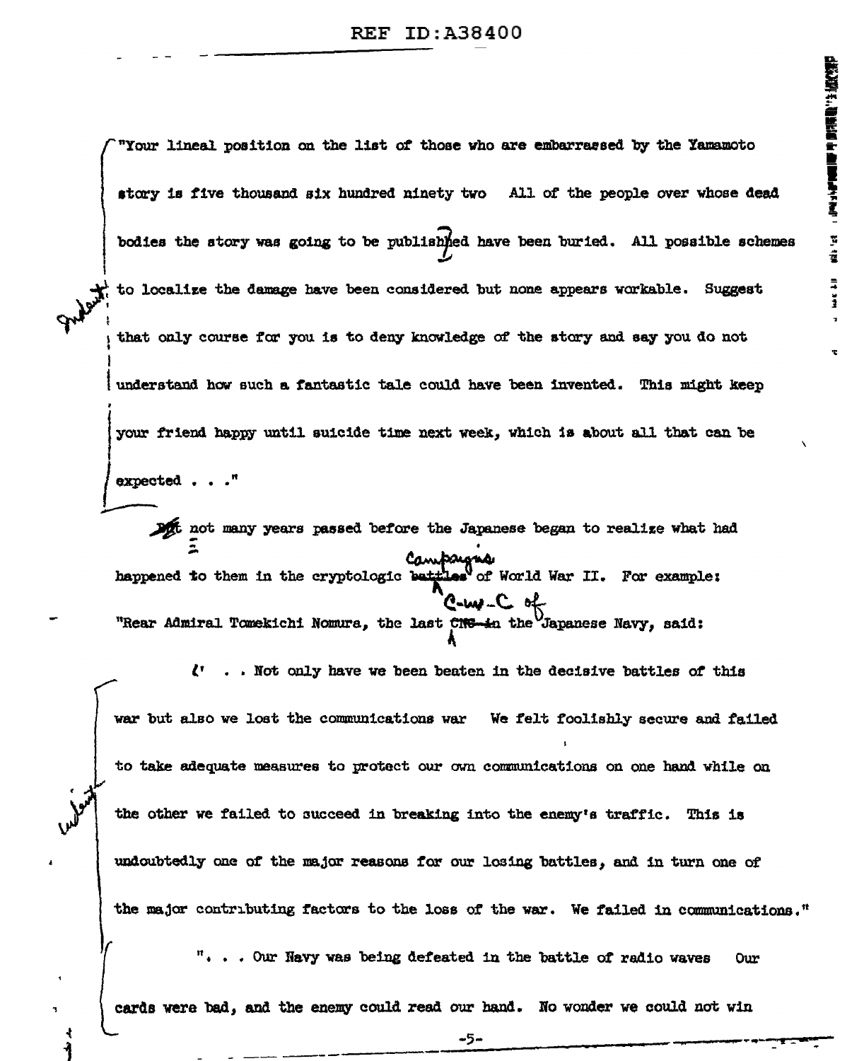"Your lineal position on the list of those who are embarrassed by the Yamamoto story is five thousand six hundred ninety two All of the people over whose dead bodies the story was going to be published have been buried. All possible schemes to localize the damage have been considered but none appears workable. Suggest that only course for you is to deny knowledge of the story and say you do not understand how such a fantastic tale could have been invented. This might keep your friend happy until suicide time next week, which is about all that can be expected . . ."

But not many years passed before the Japanese began to realize what had happened to them in the cryptologic campaigns of World War II. For example: "Rear Admiral Tomekichi Nomura, the last C-in-C of the Japanese Navy, said:

'. . . Not only have we been beaten in the decisive battles of this war but also we lost the communications war We felt foolishly secure and failed to take adequate measures to protect our own communications on one hand while on the other we failed to succeed in breaking into the enemy's traffic. This is undoubtedly one of the major reasons for our losing battles, and in turn one of the major contributing factors to the loss of the war. We failed in communications."

". . . Our Navy was being defeated in the battle of radio waves Our cards were bad, and the enemy could read our hand. No wonder we could not win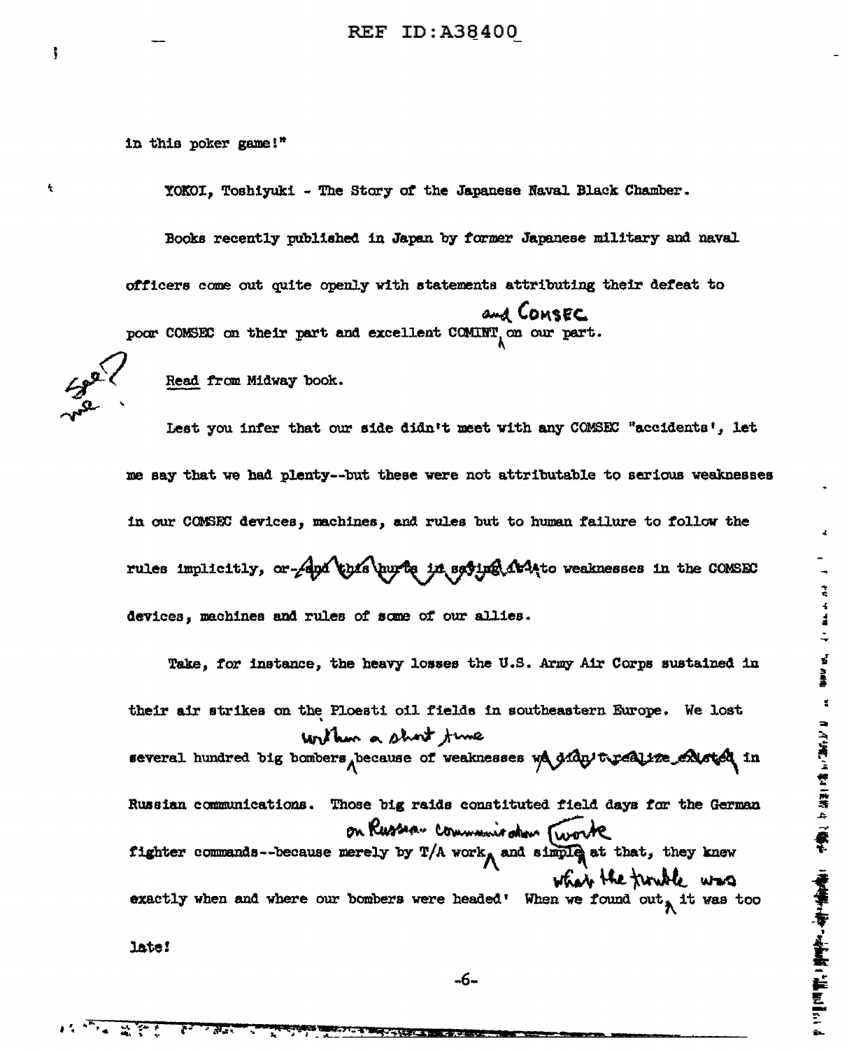in this poker game!"

YOKOI, Toshiyuki - The Story of the Japanese Naval Black Chamber.

Books recently published in Japan by former Japanese military and naval officers come out quite openly with statements attributing their defeat to poor COMSEC on their part and excellent COMINT and COMSEC on our part.

See me

Read from Midway book.

Lest you infer that our side didn't meet with any COMSEC "accidents', let me say that we had plenty--but these were not attributable to serious weaknesses in our COMSEC devices, machines, and rules but to human failure to follow the rules implicitly, or--~~and this hurts in saying it~~--to weaknesses in the COMSEC devices, machines and rules of some of our allies.

Take, for instance, the heavy losses the U.S. Army Air Corps sustained in their air strikes on the Ploesti oil fields in southeastern Europe. We lost several hundred big bombers within a short time because of weaknesses ~~we didn't realize existed~~ in Russian communications. Those big raids constituted field days for the German fighter commands--because merely by T/A work on Russian communications and ~~simple~~ (wrote) at that, they knew exactly when and where our bombers were headed! When we found out what the trouble was, it was too late!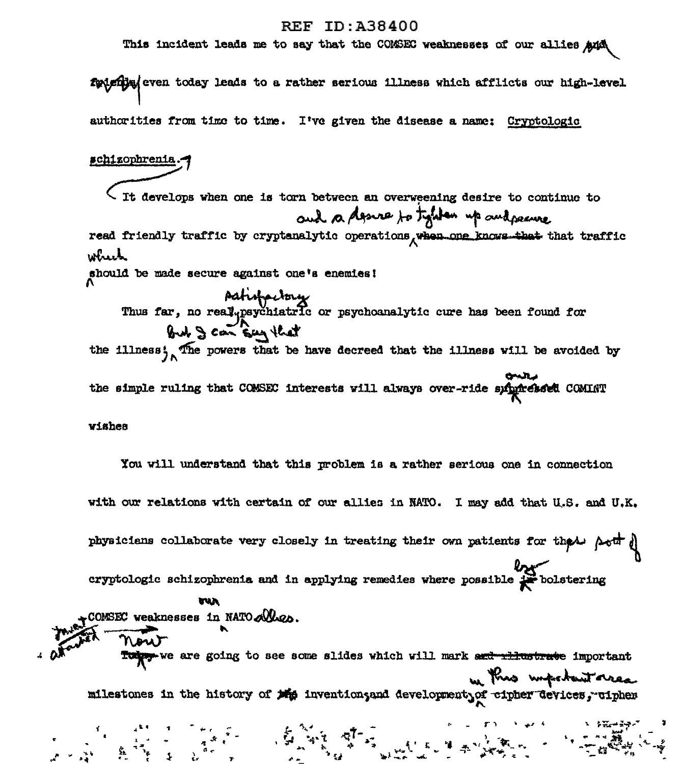REF ID:A38400

This incident leads me to say that the COMSEC weaknesses of our allies ~~and friends~~ even today leads to a rather serious illness which afflicts our high-level authorities from time to time. I've given the disease a name: Cryptologic schizophrenia.

It develops when one is torn between an overweening desire to continue to read friendly traffic by cryptanalytic operations and a desire to tighten up and secure ~~when one knows that~~ that traffic which should be made secure against one's enemies!

Thus far, no real satisfactory psychiatric or psychoanalytic cure has been found for the illness; but I can say that the powers that be have decreed that the illness will be avoided by the simple ruling that COMSEC interests will always over-ride ~~suppressed~~ own COMINT wishes

You will understand that this problem is a rather serious one in connection with our relations with certain of our allies in NATO. I may add that U.S. and U.K. physicians collaborate very closely in treating their own patients for their sort of cryptologic schizophrenia and in applying remedies where possible ~~in~~ by bolstering our COMSEC weaknesses in NATO allies.

Insert attached

~~Today~~ Now we are going to see some slides which will mark ~~and illustrate~~ important milestones in the history of ~~the~~ invention and development in this important area ~~of cipher devices, cipher~~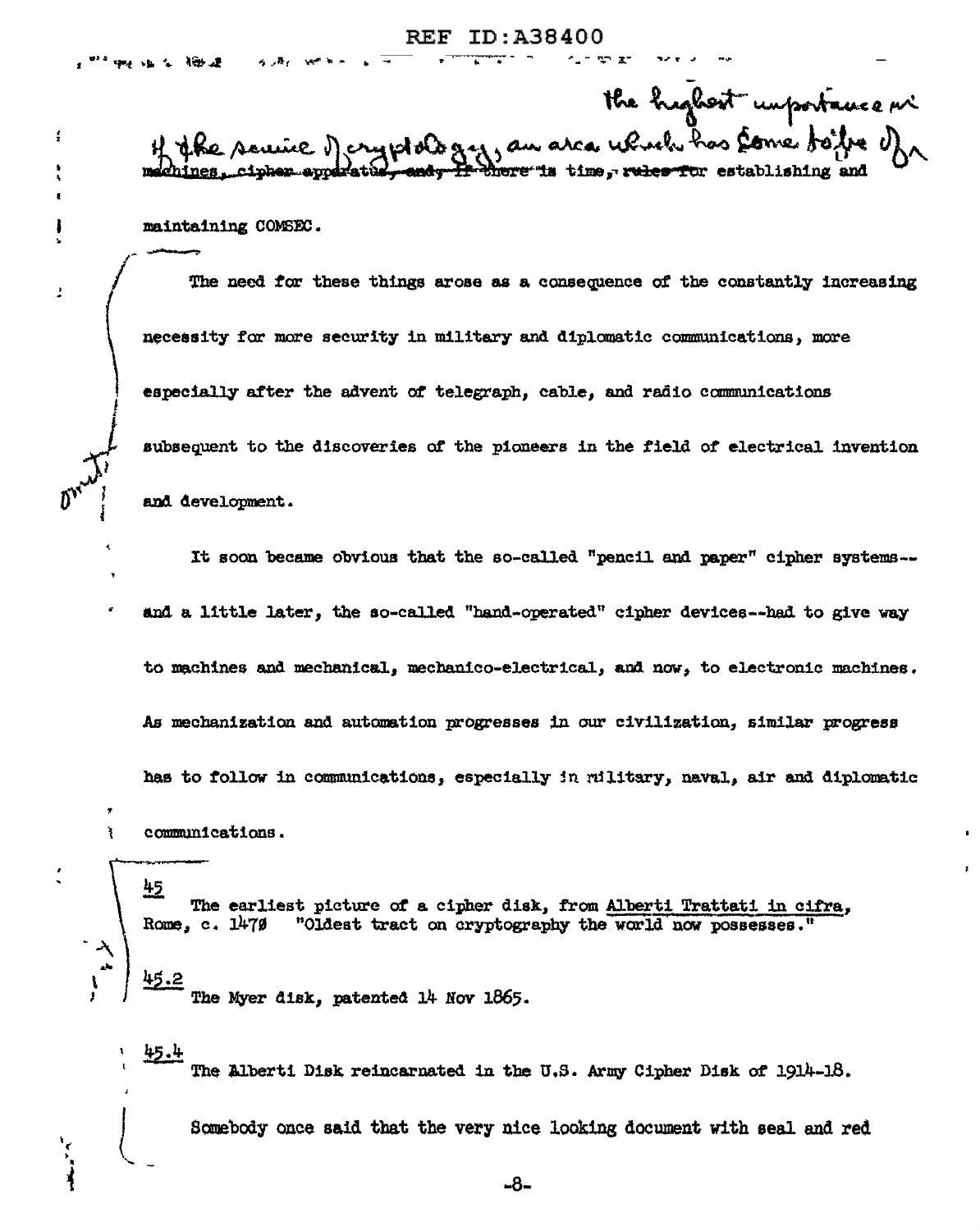the highest importance in the science of cryptology, an area which has come to be of ~~machines, cipher apparatus, and, if there is time, rules for~~ establishing and maintaining COMSEC.

The need for these things arose as a consequence of the constantly increasing necessity for more security in military and diplomatic communications, more especially after the advent of telegraph, cable, and radio communications subsequent to the discoveries of the pioneers in the field of electrical invention and development.

It soon became obvious that the so-called "pencil and paper" cipher systems--and a little later, the so-called "hand-operated" cipher devices--had to give way to machines and mechanical, mechanico-electrical, and now, to electronic machines. As mechanization and automation progresses in our civilization, similar progress has to follow in communications, especially in military, naval, air and diplomatic communications.

45
The earliest picture of a cipher disk, from Alberti Trattati in cifra, Rome, c. 1470 "Oldest tract on cryptography the world now possesses."

45.2
The Myer disk, patented 14 Nov 1865.

45.4
The Alberti Disk reincarnated in the U.S. Army Cipher Disk of 1914-18.

Somebody once said that the very nice looking document with seal and red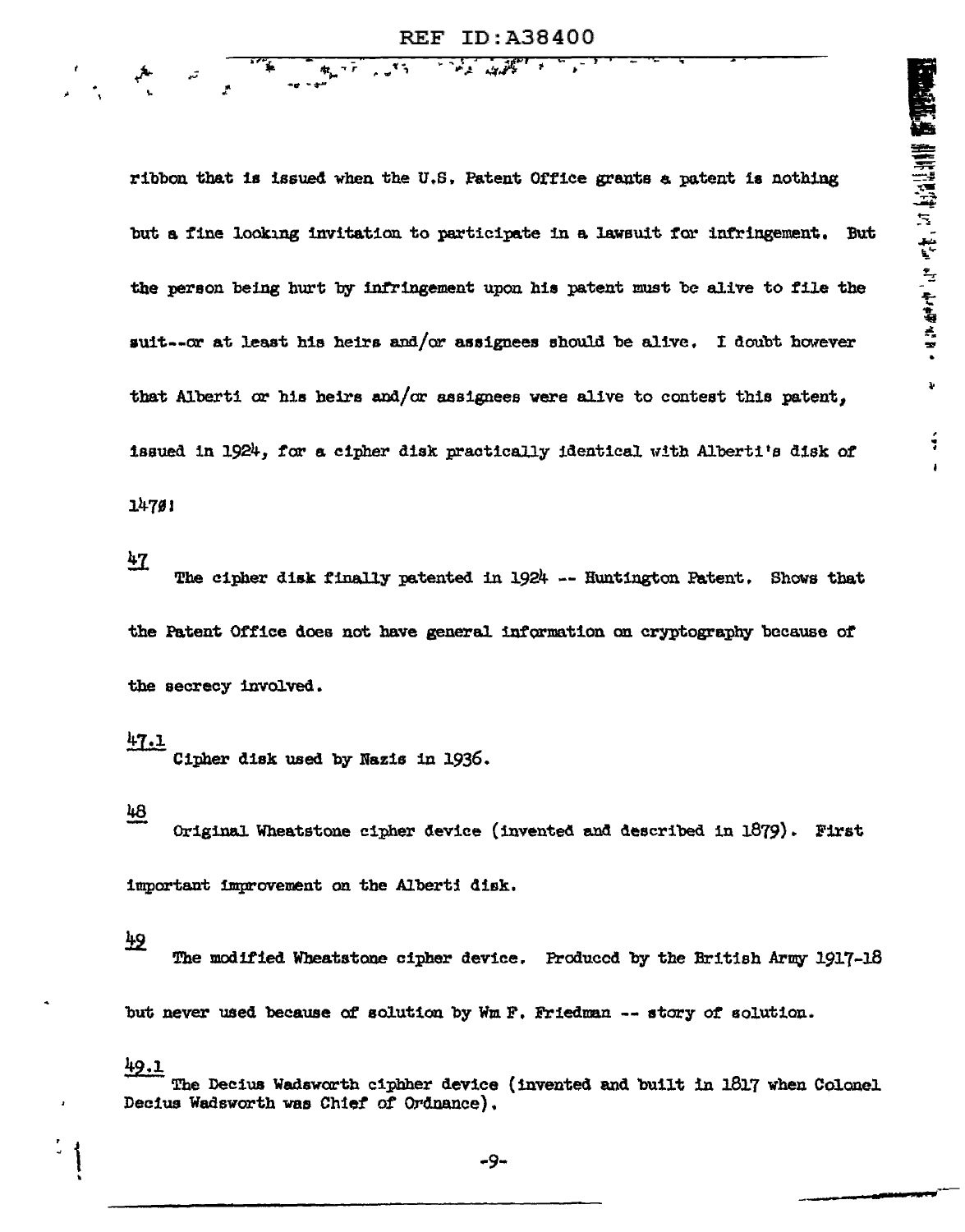ribbon that is issued when the U.S. Patent Office grants a patent is nothing but a fine looking invitation to participate in a lawsuit for infringement. But the person being hurt by infringement upon his patent must be alive to file the suit--or at least his heirs and/or assignees should be alive. I doubt however that Alberti or his heirs and/or assignees were alive to contest this patent, issued in 1924, for a cipher disk practically identical with Alberti's disk of 1470!

<u>47</u>

The cipher disk finally patented in 1924 -- Huntington Patent. Shows that the Patent Office does not have general information on cryptography because of the secrecy involved.

<u>47.1</u>

Cipher disk used by Nazis in 1936.

<u>48</u>

Original Wheatstone cipher device (invented and described in 1879). First important improvement on the Alberti disk.

<u>49</u>

The modified Wheatstone cipher device. Produced by the British Army 1917-18 but never used because of solution by Wm F. Friedman -- story of solution.

<u>49.1</u>

The Decius Wadsworth ciphher device (invented and built in 1817 when Colonel Decius Wadsworth was Chief of Ordnance).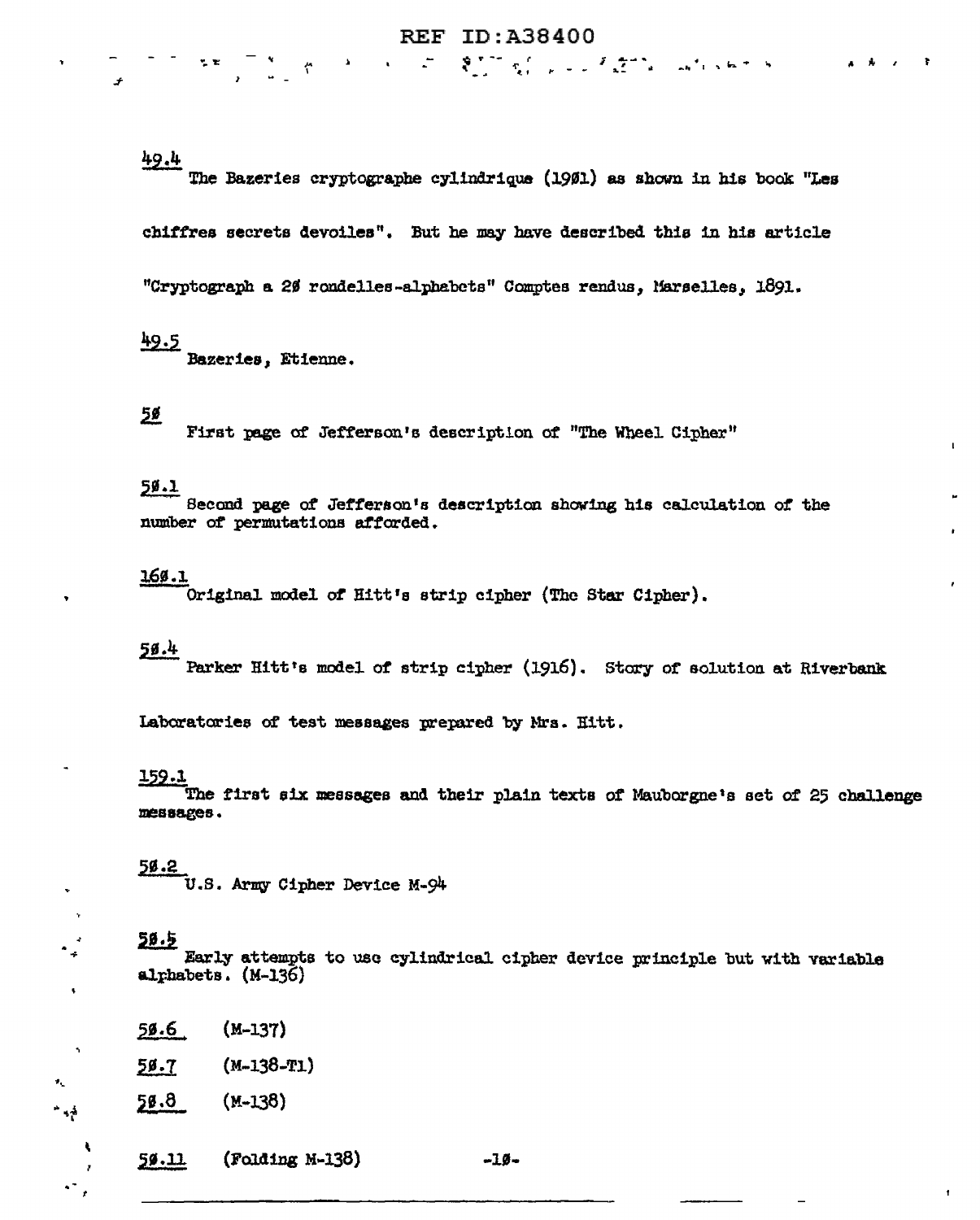REF ID:A38400

49.4 The Bazeries cryptographe cylindrique (1901) as shown in his book "Les chiffres secrets devoiles". But he may have described this in his article "Cryptograph a 20 rondelles-alphabets" Comptes rendus, Marselles, 1891.

49.5 Bazeries, Etienne.

50 First page of Jefferson's description of "The Wheel Cipher"

50.1 Second page of Jefferson's description showing his calculation of the number of permutations afforded.

160.1 Original model of Hitt's strip cipher (The Star Cipher).

50.4 Parker Hitt's model of strip cipher (1916). Story of solution at Riverbank Laboratories of test messages prepared by Mrs. Hitt.

159.1 The first six messages and their plain texts of Mauborgne's set of 25 challenge messages.

50.2 U.S. Army Cipher Device M-94

50.5 Early attempts to use cylindrical cipher device principle but with variable alphabets. (M-136)

50.6 (M-137)

50.7 (M-138-T1)

50.8 (M-138)

50.11 (Folding M-138)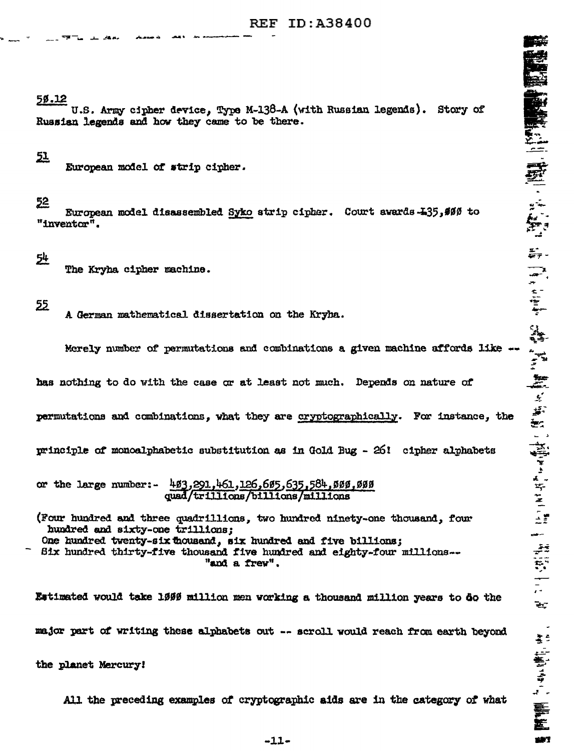REF ID:A38400

<u>50.12</u>
U.S. Army cipher device, Type M-138-A (with Russian legends). Story of Russian legends and how they came to be there.

<u>51</u>
European model of strip cipher.

<u>52</u>
European model disassembled <u>Syko</u> strip cipher. Court awards £35,000 to "inventor".

<u>54</u>
The Kryha cipher machine.

<u>55</u>
A German mathematical dissertation on the Kryha.

Merely number of permutations and combinations a given machine affords like -- has nothing to do with the case or at least not much. Depends on nature of permutations and combinations, what they are <u>cryptographically</u>. For instance, the principle of monoalphabetic substitution as in Gold Bug - 26! cipher alphabets or the large number:- <u>403,291,461,126,605,635,584,000,000</u>
quad/trillions/billions/millions

(Four hundred and three quadrillions, two hundred ninety-one thousand, four hundred and sixty-one trillions;
One hundred twenty-six thousand, six hundred and five billions;
Six hundred thirty-five thousand five hundred and eighty-four millions--
"and a frew".

Estimated would take 1000 million men working a thousand million years to do the major part of writing these alphabets out -- scroll would reach from earth beyond the planet Mercury!

All the preceding examples of cryptographic aids are in the category of what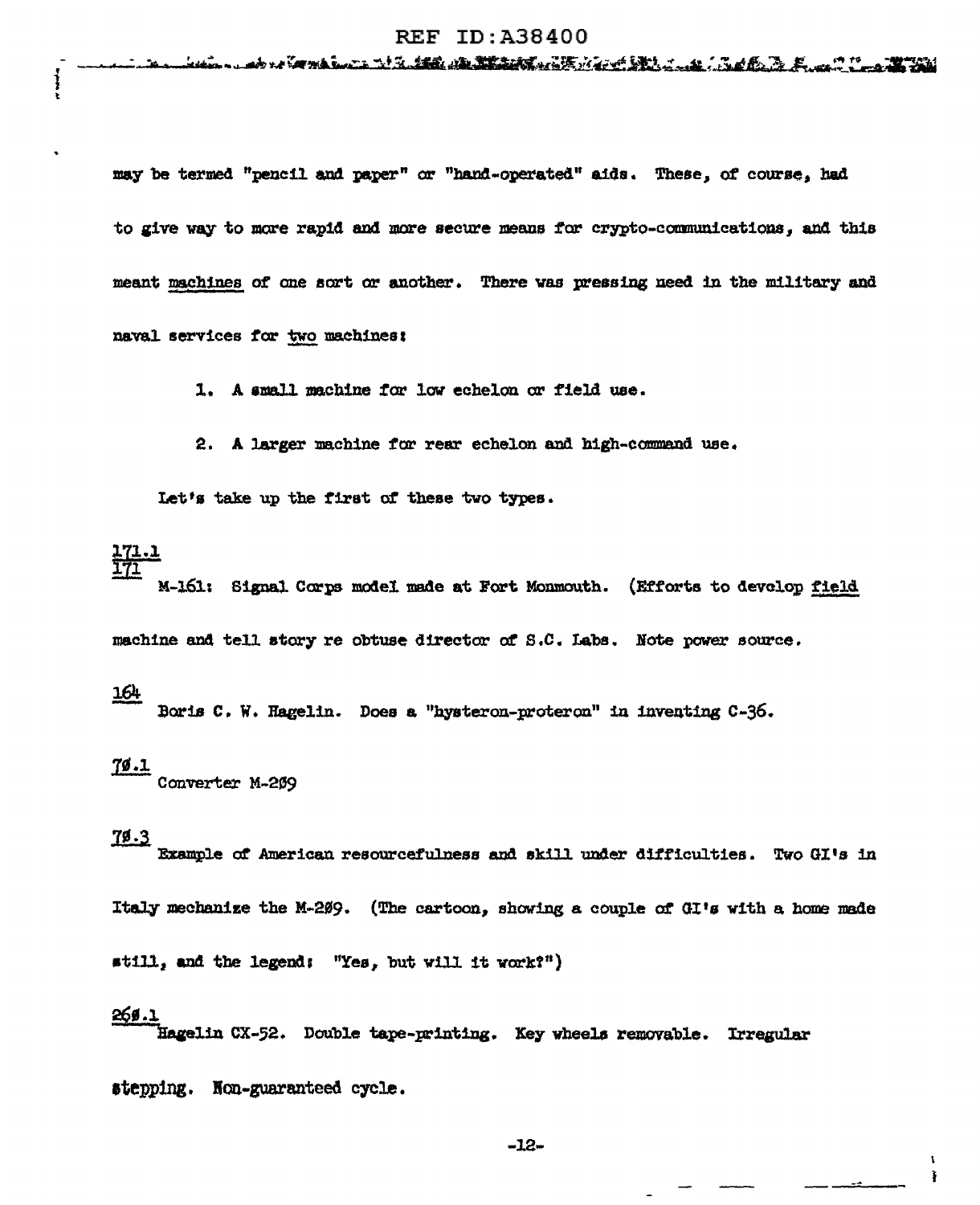may be termed "pencil and paper" or "hand-operated" aids. These, of course, had to give way to more rapid and more secure means for crypto-communications, and this meant <u>machines</u> of one sort or another. There was pressing need in the military and naval services for <u>two</u> machines:

1. A small machine for low echelon or field use.

2. A larger machine for rear echelon and high-command use.

Let's take up the first of these two types.

<u>171.1</u>
<u>171</u>
M-161: Signal Corps model made at Fort Monmouth. (Efforts to develop <u>field</u> machine and tell story re obtuse director of S.C. Labs. Note power source.

<u>164</u>
Boris C. W. Hagelin. Does a "hysteron-proteron" in inventing C-36.

<u>70.1</u>
Converter M-209

<u>70.3</u>
Example of American resourcefulness and skill under difficulties. Two GI's in Italy mechanize the M-209. (The cartoon, showing a couple of GI's with a home made still, and the legend: "Yes, but will it work?")

<u>260.1</u>
Hagelin CX-52. Double tape-printing. Key wheels removable. Irregular stepping. Non-guaranteed cycle.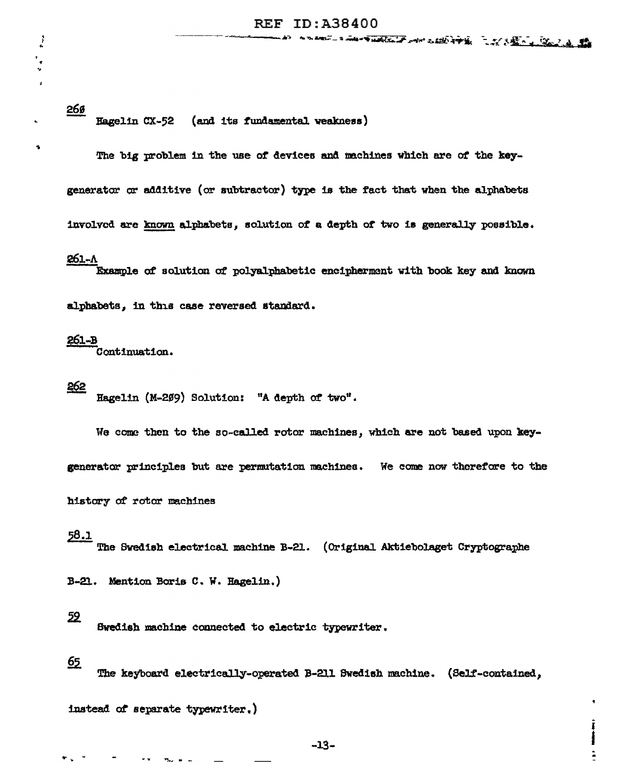260

Hagelin CX-52 (and its fundamental weakness)

The big problem in the use of devices and machines which are of the key-generator or additive (or subtractor) type is the fact that when the alphabets involved are <u>known</u> alphabets, solution of a depth of two is generally possible.

261-A

Example of solution of polyalphabetic encipherment with book key and known alphabets, in this case reversed standard.

261-B

Continuation.

262

Hagelin (M-209) Solution: "A depth of two".

We come then to the so-called rotor machines, which are not based upon key-generator principles but are permutation machines. We come now therefore to the history of rotor machines

58.1

The Swedish electrical machine B-21. (Original Aktiebolaget Cryptographe B-21. Mention Boris C. W. Hagelin.)

59

Swedish machine connected to electric typewriter.

65

The keyboard electrically-operated B-211 Swedish machine. (Self-contained, instead of separate typewriter.)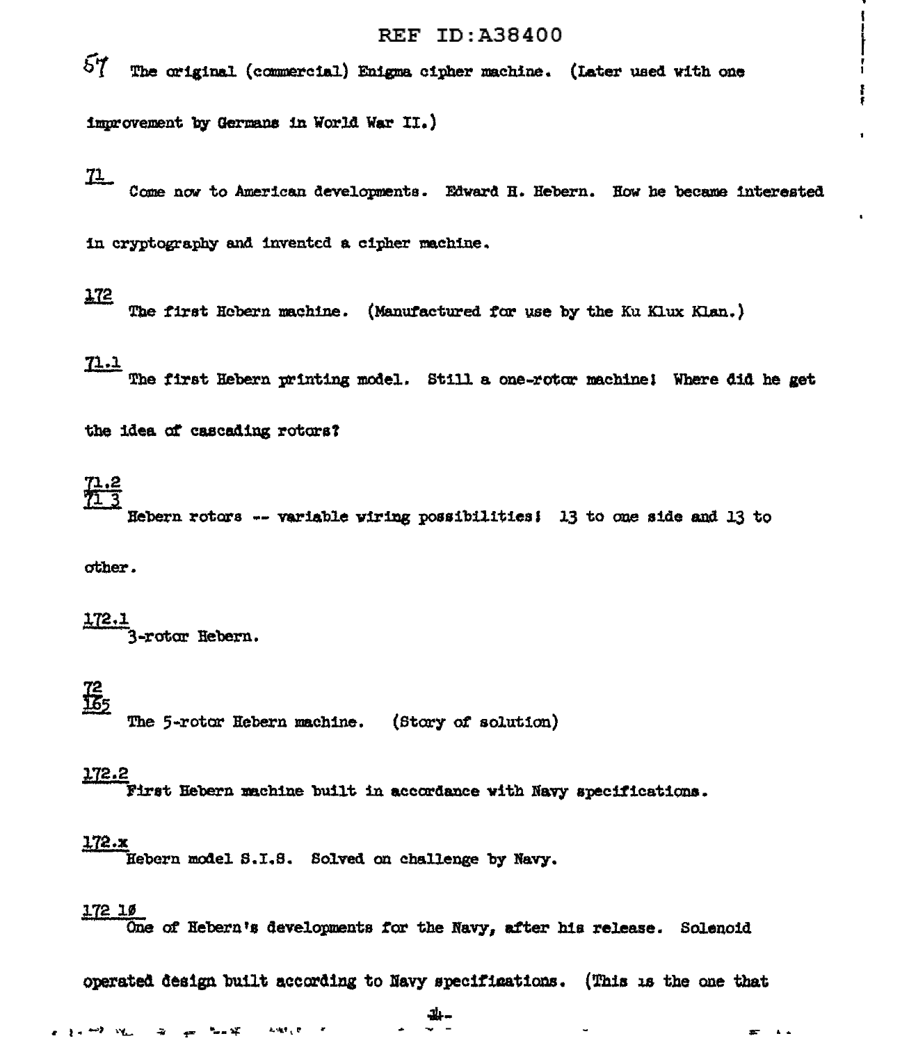REF ID:A38400

57 The original (commercial) Enigma cipher machine. (Later used with one improvement by Germans in World War II.)

71
Come now to American developments. Edward H. Hebern. How he became interested in cryptography and invented a cipher machine.

172
The first Hebern machine. (Manufactured for use by the Ku Klux Klan.)

71.1
The first Hebern printing model. Still a one-rotor machine! Where did he get the idea of cascading rotors?

71.2
71.3
Hebern rotors -- variable wiring possibilities! 13 to one side and 13 to other.

172.1
3-rotor Hebern.

72
165
The 5-rotor Hebern machine. (Story of solution)

172.2
First Hebern machine built in accordance with Navy specifications.

172.x
Hebern model S.I.S. Solved on challenge by Navy.

172.10
One of Hebern's developments for the Navy, after his release. Solenoid operated design built according to Navy specifications. (This is the one that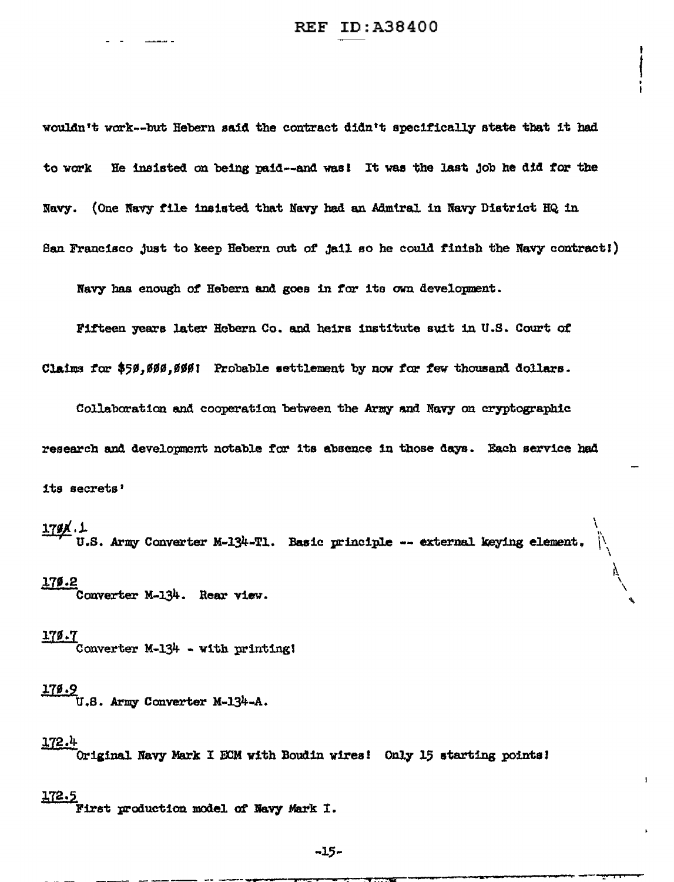wouldn't work--but Hebern said the contract didn't specifically state that it had to work He insisted on being paid--and was! It was the last job he did for the Navy. (One Navy file insisted that Navy had an Admiral in Navy District HQ in San Francisco just to keep Hebern out of jail so he could finish the Navy contract!)

Navy has enough of Hebern and goes in for its own development.

Fifteen years later Hebern Co. and heirs institute suit in U.S. Court of Claims for $50,000,000! Probable settlement by now for few thousand dollars.

Collaboration and cooperation between the Army and Navy on cryptographic research and development notable for its absence in those days. Each service had its secrets'

<u>170.1</u>
U.S. Army Converter M-134-T1. Basic principle -- external keying element.

<u>170.2</u>
Converter M-134. Rear view.

<u>170.7</u>
Converter M-134 - with printing!

<u>170.9</u>
U.S. Army Converter M-134-A.

<u>172.4</u>
Original Navy Mark I ECM with Boudin wires! Only 15 starting points!

<u>172.5</u>
First production model of Navy Mark I.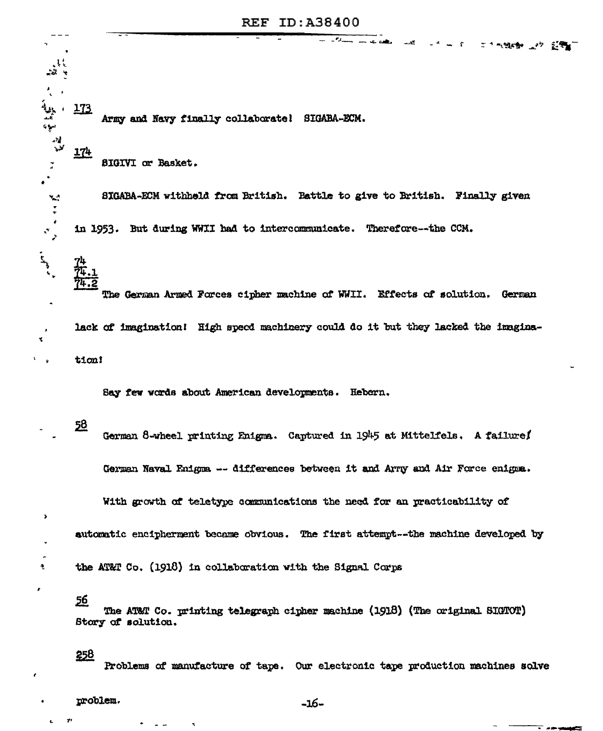173
Army and Navy finally collaborate! SIGABA-ECM.

174
SIGIVI or Basket.

SIGABA-ECM withheld from British. Battle to give to British. Finally given in 1953. But during WWII had to intercommunicate. Therefore--the CCM.

74
74.1
74.2
The German Armed Forces cipher machine of WWII. Effects of solution. German lack of imagination! High speed machinery could do it but they lacked the imagination!

Say few words about American developments. Hebern.

58
German 8-wheel printing Enigma. Captured in 1945 at Mittelfels. A failure!

German Naval Enigma -- differences between it and Army and Air Force enigma.

With growth of teletype communications the need for an practicability of automatic encipherment became obvious. The first attempt--the machine developed by the AT&T Co. (1918) in collaboration with the Signal Corps

56
The AT&T Co. printing telegraph cipher machine (1918) (The original SIGTOT) Story of solution.

258
Problems of manufacture of tape. Our electronic tape production machines solve problem.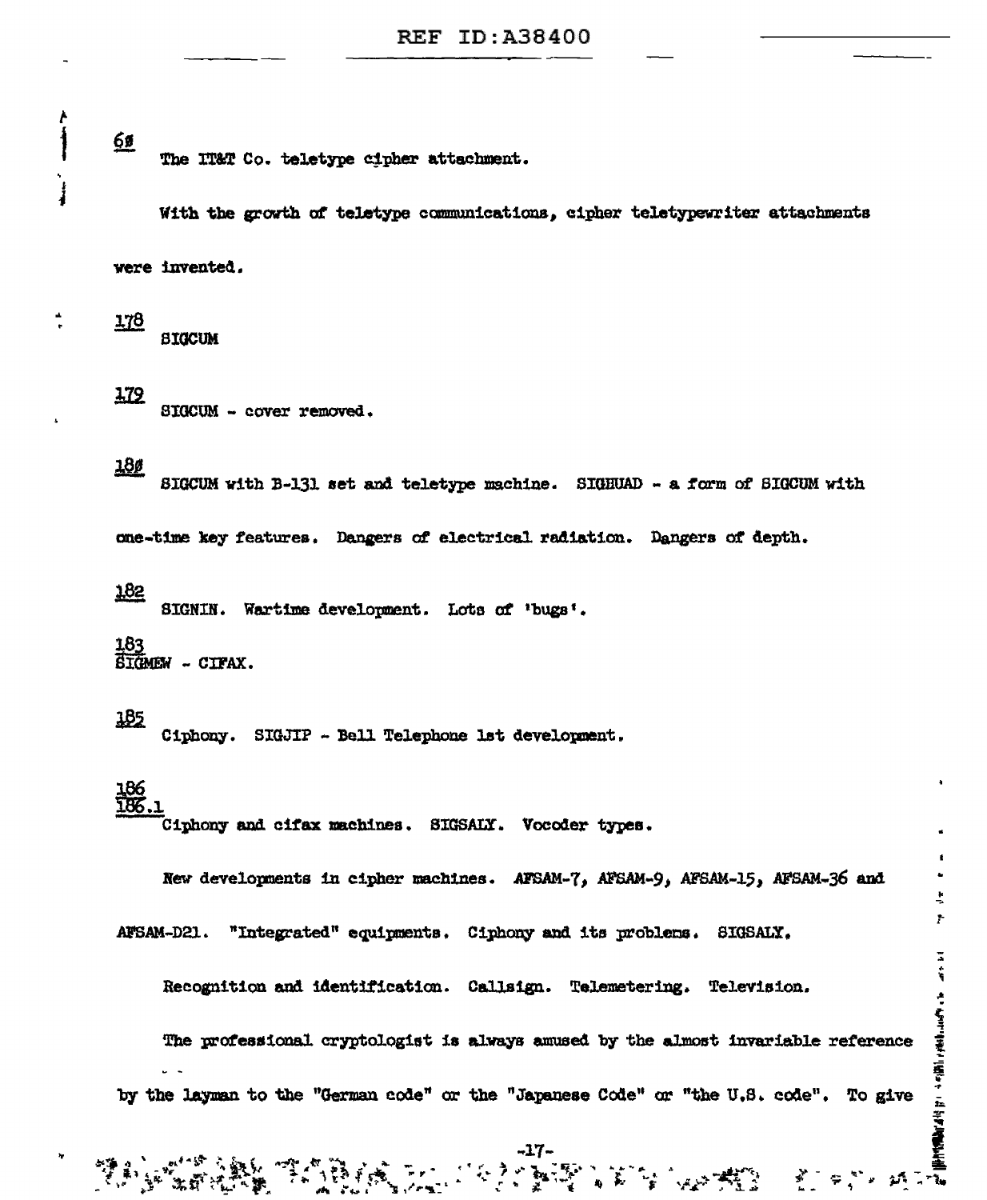69

The IT&T Co. teletype cipher attachment.

With the growth of teletype communications, cipher teletypewriter attachments were invented.

178

SIGCUM

179

SIGCUM - cover removed.

180

SIGCUM with B-131 set and teletype machine. SIGHUAD - a form of SIGCUM with one-time key features. Dangers of electrical radiation. Dangers of depth.

182

SIGNIN. Wartime development. Lots of 'bugs'.

183

SIGMEW - CIFAX.

185

Ciphony. SIGJIP - Bell Telephone 1st development.

186
186.1

Ciphony and cifax machines. SIGSALY. Vocoder types.

New developments in cipher machines. AFSAM-7, AFSAM-9, AFSAM-15, AFSAM-36 and AFSAM-D21. "Integrated" equipments. Ciphony and its problems. SIGSALY.

Recognition and identification. Callsign. Telemetering. Television.

The professional cryptologist is always amused by the almost invariable reference by the layman to the "German code" or the "Japanese Code" or "the U.S. code". To give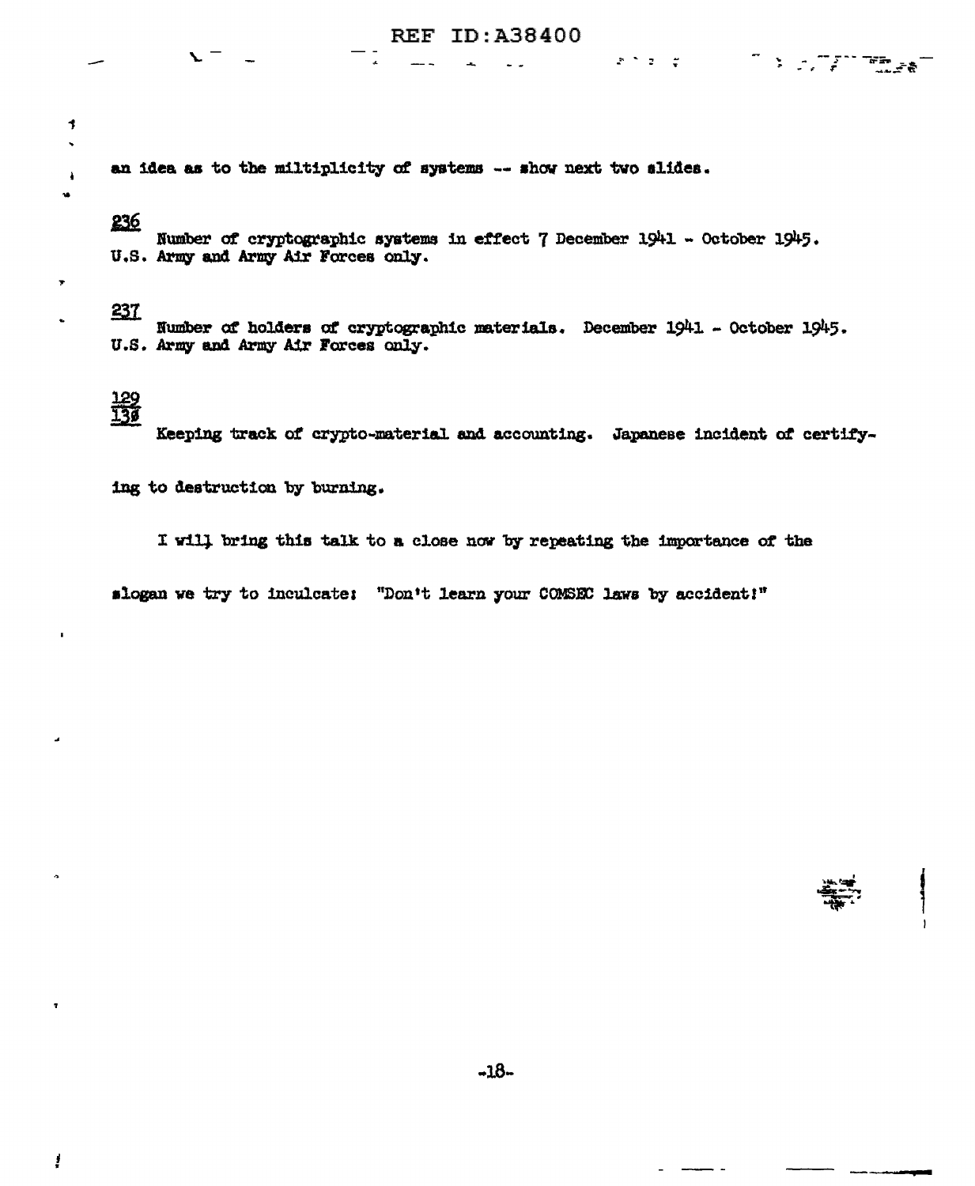an idea as to the miltiplicity of systems -- show next two slides.

236

Number of cryptographic systems in effect 7 December 1941 - October 1945. U.S. Army and Army Air Forces only.

237

Number of holders of cryptographic materials. December 1941 - October 1945. U.S. Army and Army Air Forces only.

129
139

Keeping track of crypto-material and accounting. Japanese incident of certifying to destruction by burning.

I will bring this talk to a close now by repeating the importance of the slogan we try to inculcate: "Don't learn your COMSEC laws by accident!"